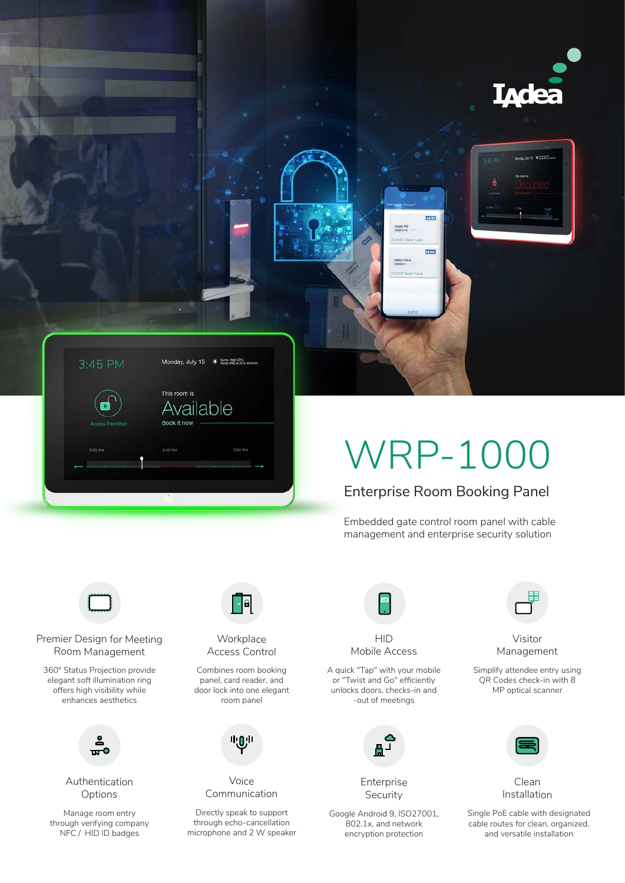# WRP-1000

## Enterprise Room Booking Panel

Embedded gate control room panel with cable management and enterprise security solution

### Premier Design for Meeting Room Management

360° Status Projection provide elegant soft illumination ring offers high visibility while enhances aesthetics

### Workplace Access Control

Combines room booking panel, card reader, and door lock into one elegant room panel

### HID Mobile Access

A quick "Tap" with your mobile or "Twist and Go" efficiently unlocks doors, checks-in and -out of meetings

### Visitor Management

Simplify attendee entry using QR Codes check-in with 8 MP optical scanner

### Authentication Options

Manage room entry through verifying company NFC / HID ID badges

### Voice Communication

Directly speak to support through echo-cancellation microphone and 2 W speaker

### Enterprise Security

Google Android 9, ISO27001, 802.1x, and network encryption protection

### Clean Installation

Single PoE cable with designated cable routes for clean, organized, and versatile installation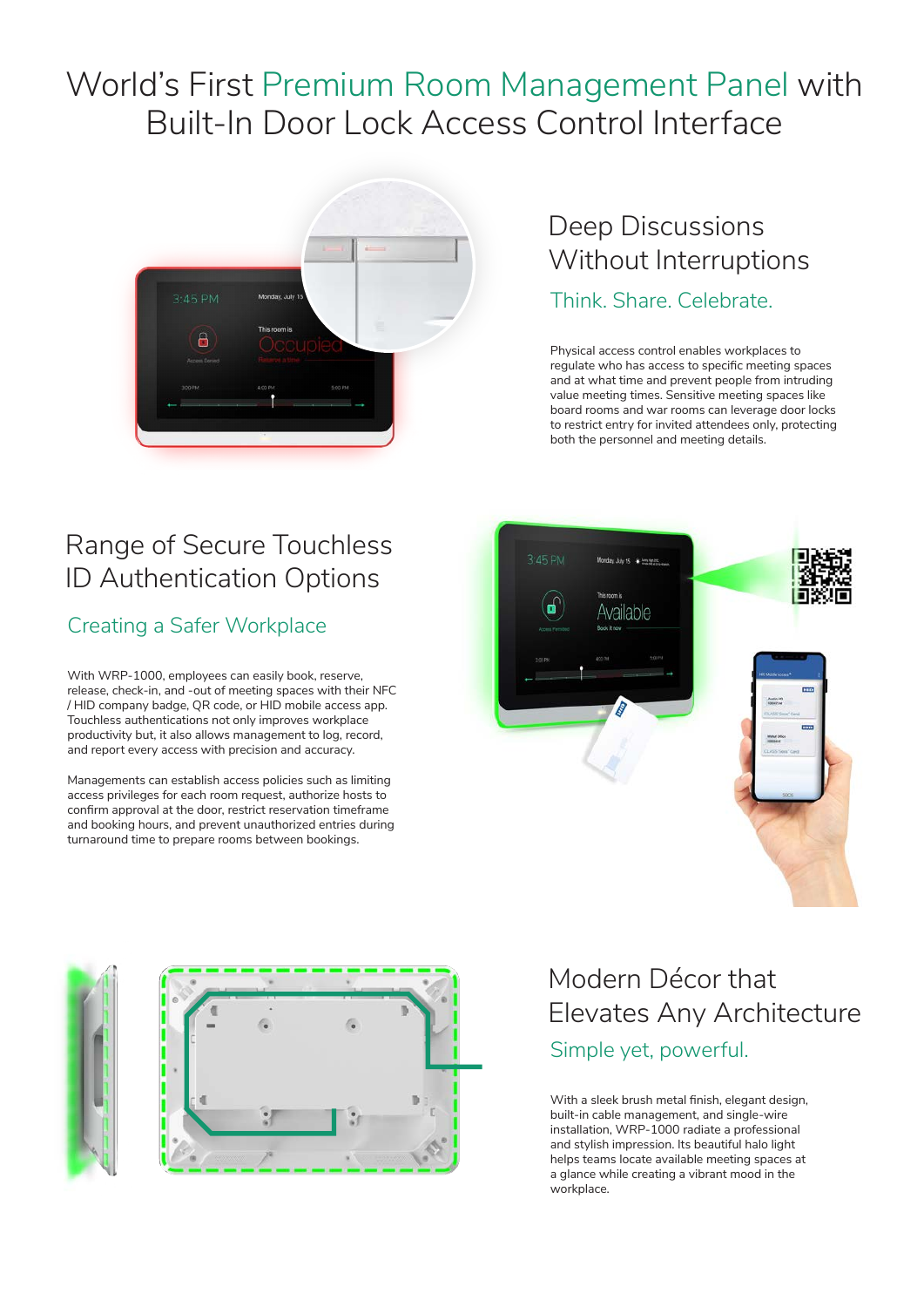# World's First Premium Room Management Panel with Built-In Door Lock Access Control Interface

## Deep Discussions Without Interruptions

### Think. Share. Celebrate.

Physical access control enables workplaces to regulate who has access to specific meeting spaces and at what time and prevent people from intruding value meeting times. Sensitive meeting spaces like board rooms and war rooms can leverage door locks to restrict entry for invited attendees only, protecting both the personnel and meeting details.

## Range of Secure Touchless ID Authentication Options

### Creating a Safer Workplace

With WRP-1000, employees can easily book, reserve, release, check-in, and -out of meeting spaces with their NFC / HID company badge, QR code, or HID mobile access app. Touchless authentications not only improves workplace productivity but, it also allows management to log, record, and report every access with precision and accuracy.

Managements can establish access policies such as limiting access privileges for each room request, authorize hosts to confirm approval at the door, restrict reservation timeframe and booking hours, and prevent unauthorized entries during turnaround time to prepare rooms between bookings.

## Modern Décor that Elevates Any Architecture

### Simple yet, powerful.

With a sleek brush metal finish, elegant design, built-in cable management, and single-wire installation, WRP-1000 radiate a professional and stylish impression. Its beautiful halo light helps teams locate available meeting spaces at a glance while creating a vibrant mood in the workplace.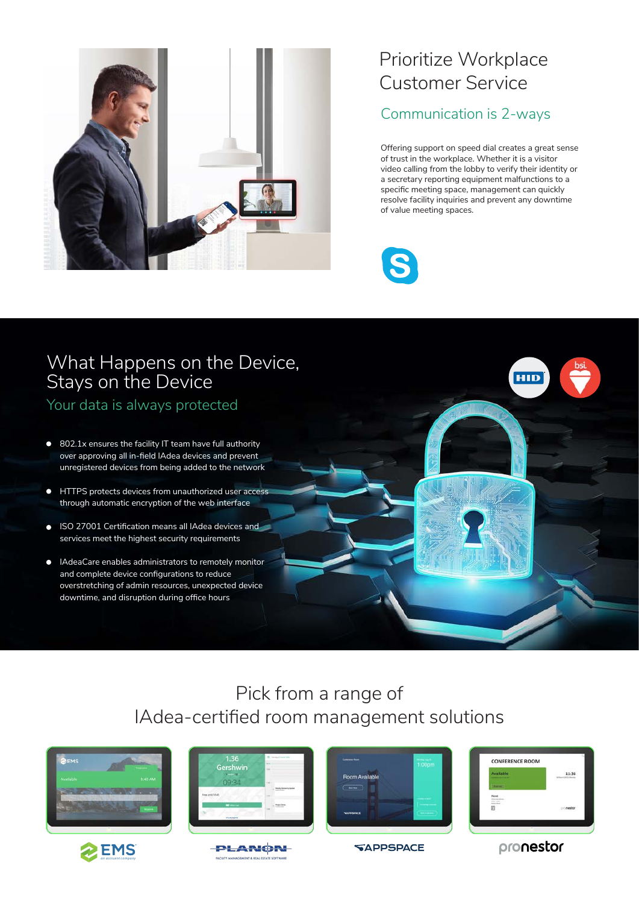# Prioritize Workplace Customer Service

## Communication is 2-ways

Offering support on speed dial creates a great sense of trust in the workplace. Whether it is a visitor video calling from the lobby to verify their identity or a secretary reporting equipment malfunctions to a specific meeting space, management can quickly resolve facility inquiries and prevent any downtime of value meeting spaces.

# What Happens on the Device, Stays on the Device

## Your data is always protected

- 802.1x ensures the facility IT team have full authority over approving all in-field IAdea devices and prevent unregistered devices from being added to the network
- HTTPS protects devices from unauthorized user access through automatic encryption of the web interface
- ISO 27001 Certification means all IAdea devices and services meet the highest security requirements
- IAdeaCare enables administrators to remotely monitor and complete device configurations to reduce overstretching of admin resources, unexpected device downtime, and disruption during office hours

# Pick from a range of IAdea-certified room management solutions

EMS | PLANON | APPSPACE | pronestor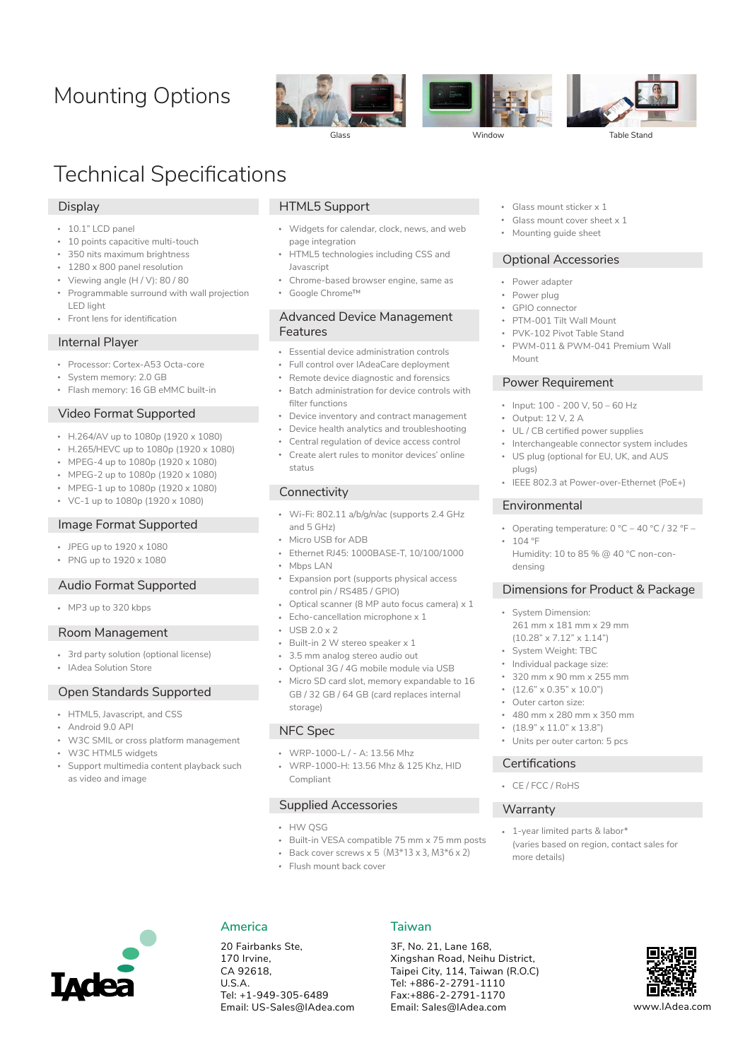# Mounting Options

Glass

Window

Table Stand

# Technical Specifications

## Display

- 10.1" LCD panel
- 10 points capacitive multi-touch
- 350 nits maximum brightness
- 1280 x 800 panel resolution
- Viewing angle (H / V): 80 / 80
- Programmable surround with wall projection LED light
- Front lens for identification

## Internal Player

- Processor: Cortex-A53 Octa-core
- System memory: 2.0 GB
- Flash memory: 16 GB eMMC built-in

## Video Format Supported

- H.264/AV up to 1080p (1920 x 1080)
- H.265/HEVC up to 1080p (1920 x 1080)
- MPEG-4 up to 1080p (1920 x 1080)
- MPEG-2 up to 1080p (1920 x 1080)
- MPEG-1 up to 1080p (1920 x 1080)
- VC-1 up to 1080p (1920 x 1080)

## Image Format Supported

- JPEG up to 1920 x 1080
- PNG up to 1920 x 1080

## Audio Format Supported

- MP3 up to 320 kbps

## Room Management

- 3rd party solution (optional license)
- IAdea Solution Store

## Open Standards Supported

- HTML5, Javascript, and CSS
- Android 9.0 API
- W3C SMIL or cross platform management
- W3C HTML5 widgets
- Support multimedia content playback such as video and image

## HTML5 Support

- Widgets for calendar, clock, news, and web page integration
- HTML5 technologies including CSS and Javascript
- Chrome-based browser engine, same as
- Google Chrome™

## Advanced Device Management Features

- Essential device administration controls
- Full control over IAdeaCare deployment
- Remote device diagnostic and forensics
- Batch administration for device controls with filter functions
- Device inventory and contract management
- Device health analytics and troubleshooting
- Central regulation of device access control
- Create alert rules to monitor devices' online status

## Connectivity

- Wi-Fi: 802.11 a/b/g/n/ac (supports 2.4 GHz and 5 GHz)
- Micro USB for ADB
- Ethernet RJ45: 1000BASE-T, 10/100/1000
- Mbps LAN
- Expansion port (supports physical access control pin / RS485 / GPIO)
- Optical scanner (8 MP auto focus camera) x 1
- Echo-cancellation microphone x 1
- USB 2.0 x 2
- Built-in 2 W stereo speaker x 1
- 3.5 mm analog stereo audio out
- Optional 3G / 4G mobile module via USB
- Micro SD card slot, memory expandable to 16 GB / 32 GB / 64 GB (card replaces internal storage)

## NFC Spec

- WRP-1000-L / - A: 13.56 Mhz
- WRP-1000-H: 13.56 Mhz & 125 Khz, HID Compliant

## Supplied Accessories

- HW QSG
- Built-in VESA compatible 75 mm x 75 mm posts
- Back cover screws x 5 (M3*13 x 3, M3*6 x 2)
- Flush mount back cover
- Glass mount sticker x 1
- Glass mount cover sheet x 1
- Mounting guide sheet

## Optional Accessories

- Power adapter
- Power plug
- GPIO connector
- PTM-001 Tilt Wall Mount
- PVK-102 Pivot Table Stand
- PWM-011 & PWM-041 Premium Wall Mount

## Power Requirement

- Input: 100 - 200 V, 50 – 60 Hz
- Output: 12 V, 2 A
- UL / CB certified power supplies
- Interchangeable connector system includes
- US plug (optional for EU, UK, and AUS plugs)
- IEEE 802.3 at Power-over-Ethernet (PoE+)

## Environmental

- Operating temperature: 0 °C – 40 °C / 32 °F –
- 104 °F
  Humidity: 10 to 85 % @ 40 °C non-condensing

## Dimensions for Product & Package

- System Dimension:
  261 mm x 181 mm x 29 mm
  (10.28" x 7.12" x 1.14")
- System Weight: TBC
- Individual package size:
- 320 mm x 90 mm x 255 mm
- (12.6" x 0.35" x 10.0")
- Outer carton size:
- 480 mm x 280 mm x 350 mm
- (18.9" x 11.0" x 13.8")
- Units per outer carton: 5 pcs

## Certifications

- CE / FCC / RoHS

## Warranty

- 1-year limited parts & labor*
  (varies based on region, contact sales for more details)

---

IAdea

**America**

20 Fairbanks Ste,
170 Irvine,
CA 92618,
U.S.A.
Tel: +1-949-305-6489
Email: US-Sales@IAdea.com

**Taiwan**

3F, No. 21, Lane 168,
Xingshan Road, Neihu District,
Taipei City, 114, Taiwan (R.O.C)
Tel: +886-2-2791-1110
Fax:+886-2-2791-1170
Email: Sales@IAdea.com

www.IAdea.com